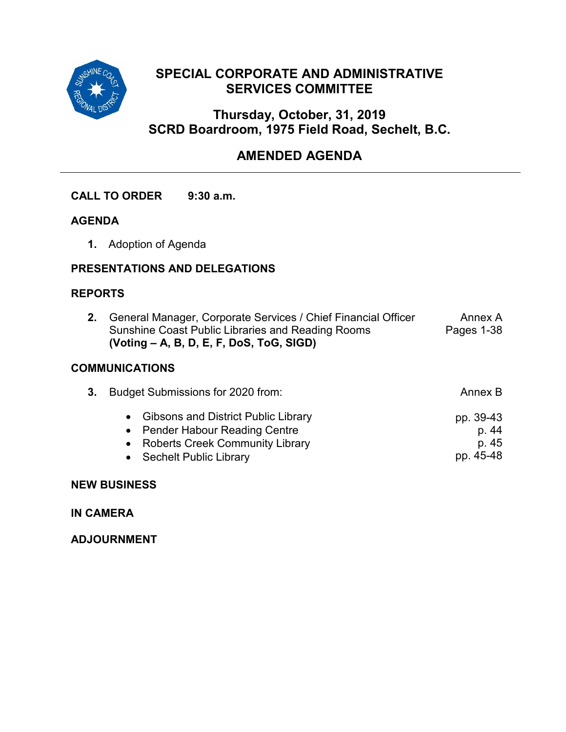# SPECIAL CORPORATE AND ADMINISTRATIVE SERVICES COMMITTEE

## Thursday, October, 31, 2019
## SCRD Boardroom, 1975 Field Road, Sechelt, B.C.

## AMENDED AGENDA

**CALL TO ORDER 9:30 a.m.**

**AGENDA**

1. Adoption of Agenda

**PRESENTATIONS AND DELEGATIONS**

**REPORTS**

2. General Manager, Corporate Services / Chief Financial Officer — Annex A
   Sunshine Coast Public Libraries and Reading Rooms — Pages 1-38
   **(Voting – A, B, D, E, F, DoS, ToG, SIGD)**

**COMMUNICATIONS**

3. Budget Submissions for 2020 from: — Annex B
   - Gibsons and District Public Library — pp. 39-43
   - Pender Habour Reading Centre — p. 44
   - Roberts Creek Community Library — p. 45
   - Sechelt Public Library — pp. 45-48

**NEW BUSINESS**

**IN CAMERA**

**ADJOURNMENT**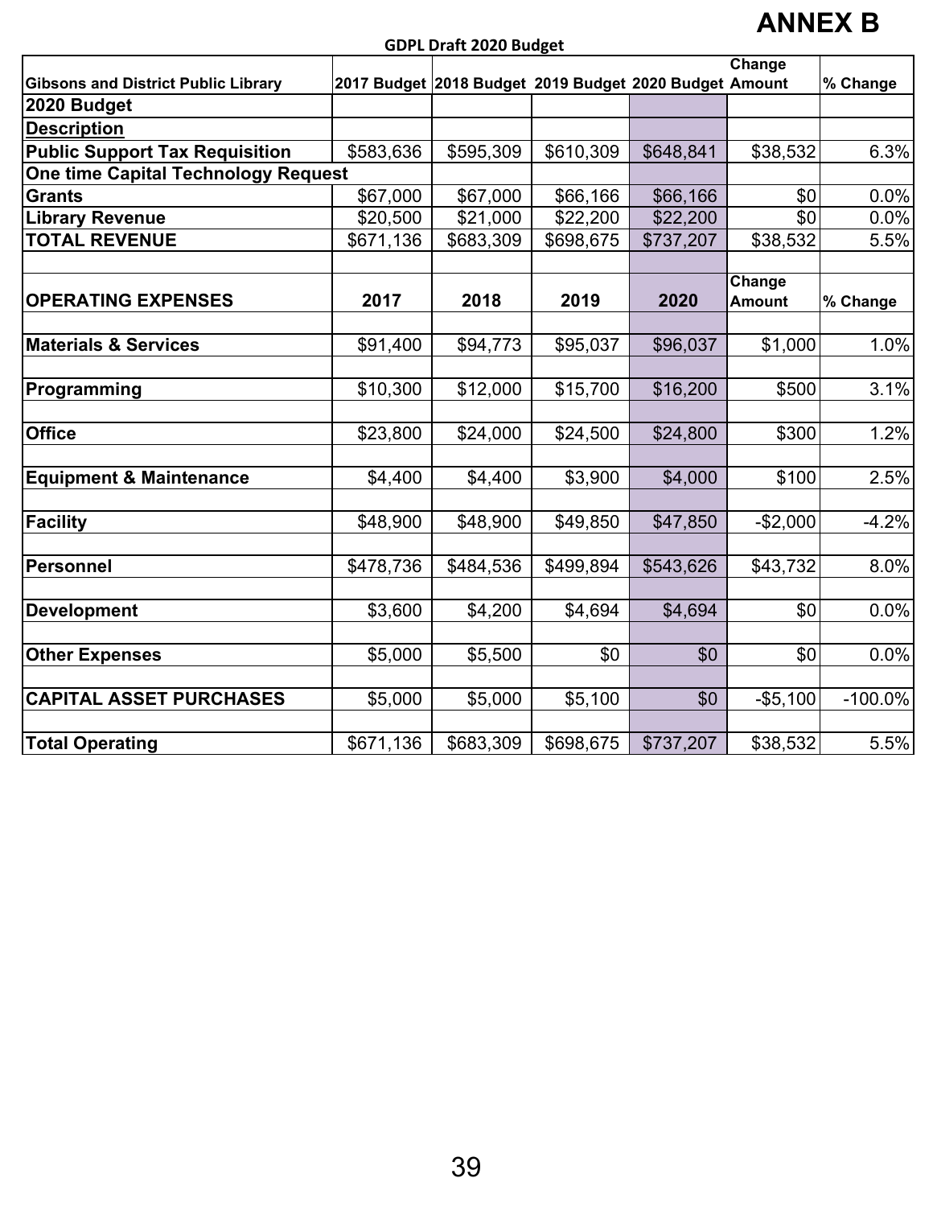# ANNEX B

**GDPL Draft 2020 Budget**

| Gibsons and District Public Library | 2017 Budget | 2018 Budget | 2019 Budget | 2020 Budget | Change Amount | % Change |
|---|---|---|---|---|---|---|
| **2020 Budget** | | | | | | |
| **Description** | | | | | | |
| **Public Support Tax Requisition** | $583,636 | $595,309 | $610,309 | $648,841 | $38,532 | 6.3% |
| **One time Capital Technology Request** | | | | | | |
| **Grants** | $67,000 | $67,000 | $66,166 | $66,166 | $0 | 0.0% |
| **Library Revenue** | $20,500 | $21,000 | $22,200 | $22,200 | $0 | 0.0% |
| **TOTAL REVENUE** | $671,136 | $683,309 | $698,675 | $737,207 | $38,532 | 5.5% |
| | | | | | | |
| **OPERATING EXPENSES** | **2017** | **2018** | **2019** | **2020** | **Change Amount** | **% Change** |
| | | | | | | |
| **Materials & Services** | $91,400 | $94,773 | $95,037 | $96,037 | $1,000 | 1.0% |
| | | | | | | |
| **Programming** | $10,300 | $12,000 | $15,700 | $16,200 | $500 | 3.1% |
| | | | | | | |
| **Office** | $23,800 | $24,000 | $24,500 | $24,800 | $300 | 1.2% |
| | | | | | | |
| **Equipment & Maintenance** | $4,400 | $4,400 | $3,900 | $4,000 | $100 | 2.5% |
| | | | | | | |
| **Facility** | $48,900 | $48,900 | $49,850 | $47,850 | -$2,000 | -4.2% |
| | | | | | | |
| **Personnel** | $478,736 | $484,536 | $499,894 | $543,626 | $43,732 | 8.0% |
| | | | | | | |
| **Development** | $3,600 | $4,200 | $4,694 | $4,694 | $0 | 0.0% |
| | | | | | | |
| **Other Expenses** | $5,000 | $5,500 | $0 | $0 | $0 | 0.0% |
| | | | | | | |
| **CAPITAL ASSET PURCHASES** | $5,000 | $5,000 | $5,100 | $0 | -$5,100 | -100.0% |
| | | | | | | |
| **Total Operating** | $671,136 | $683,309 | $698,675 | $737,207 | $38,532 | 5.5% |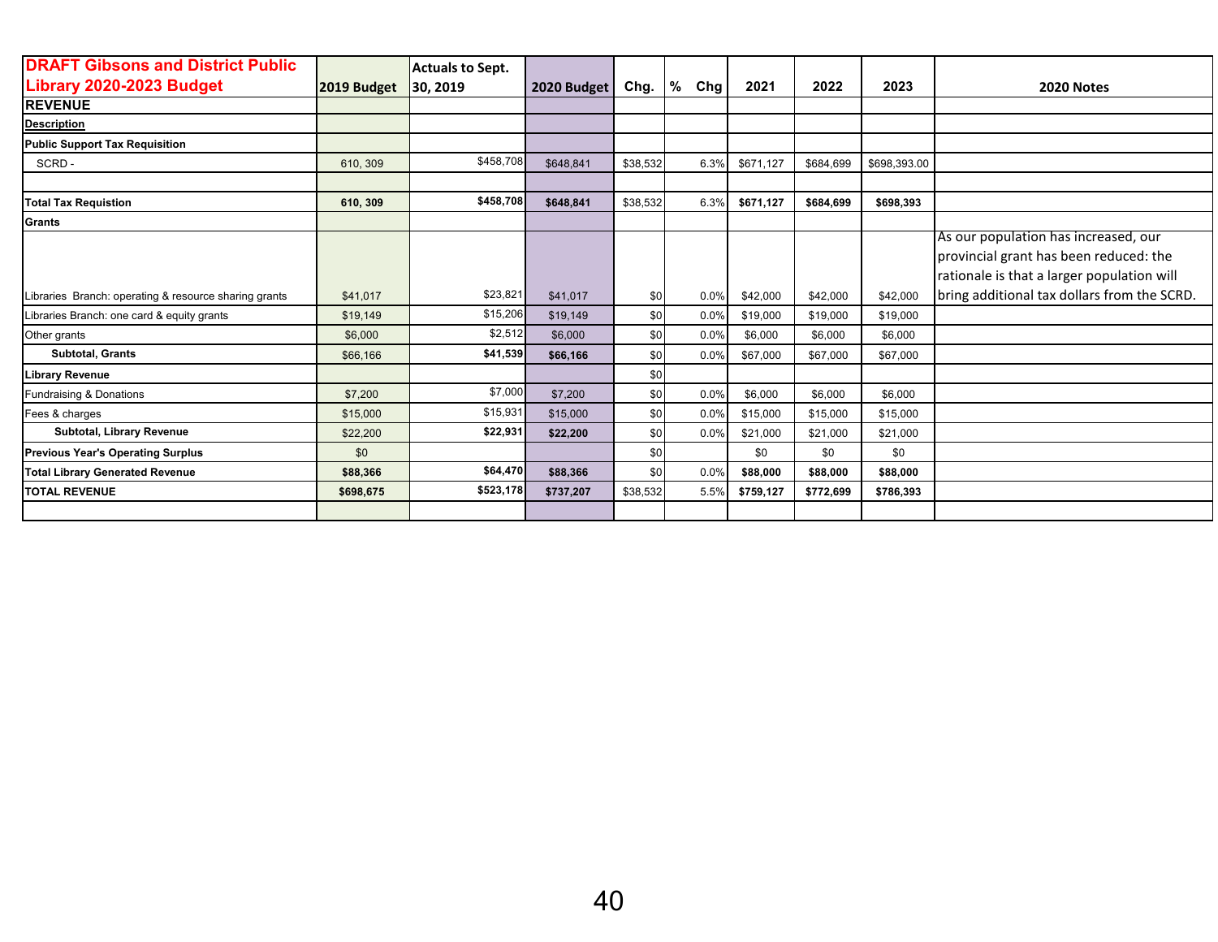| DRAFT Gibsons and District Public Library 2020-2023 Budget | 2019 Budget | Actuals to Sept. 30, 2019 | 2020 Budget | Chg. | % Chg | 2021 | 2022 | 2023 | 2020 Notes |
|---|---|---|---|---|---|---|---|---|---|
| **REVENUE** | | | | | | | | | |
| **Description** | | | | | | | | | |
| **Public Support Tax Requisition** | | | | | | | | | |
| SCRD - | 610, 309 | $458,708 | $648,841 | $38,532 | 6.3% | $671,127 | $684,699 | $698,393.00 | |
| | | | | | | | | | |
| **Total Tax Requistion** | **610, 309** | **$458,708** | **$648,841** | $38,532 | 6.3% | **$671,127** | **$684,699** | **$698,393** | |
| **Grants** | | | | | | | | | |
| Libraries Branch: operating & resource sharing grants | $41,017 | $23,821 | $41,017 | $0 | 0.0% | $42,000 | $42,000 | $42,000 | As our population has increased, our provincial grant has been reduced: the rationale is that a larger population will bring additional tax dollars from the SCRD. |
| Libraries Branch: one card & equity grants | $19,149 | $15,206 | $19,149 | $0 | 0.0% | $19,000 | $19,000 | $19,000 | |
| Other grants | $6,000 | $2,512 | $6,000 | $0 | 0.0% | $6,000 | $6,000 | $6,000 | |
| **Subtotal, Grants** | $66,166 | **$41,539** | **$66,166** | $0 | 0.0% | $67,000 | $67,000 | $67,000 | |
| **Library Revenue** | | | | $0 | | | | | |
| Fundraising & Donations | $7,200 | $7,000 | $7,200 | $0 | 0.0% | $6,000 | $6,000 | $6,000 | |
| Fees & charges | $15,000 | $15,931 | $15,000 | $0 | 0.0% | $15,000 | $15,000 | $15,000 | |
| **Subtotal, Library Revenue** | $22,200 | **$22,931** | **$22,200** | $0 | 0.0% | $21,000 | $21,000 | $21,000 | |
| **Previous Year's Operating Surplus** | $0 | | | $0 | | $0 | $0 | $0 | |
| **Total Library Generated Revenue** | **$88,366** | **$64,470** | **$88,366** | $0 | 0.0% | **$88,000** | **$88,000** | **$88,000** | |
| **TOTAL REVENUE** | **$698,675** | **$523,178** | **$737,207** | $38,532 | 5.5% | **$759,127** | **$772,699** | **$786,393** | |
| | | | | | | | | | |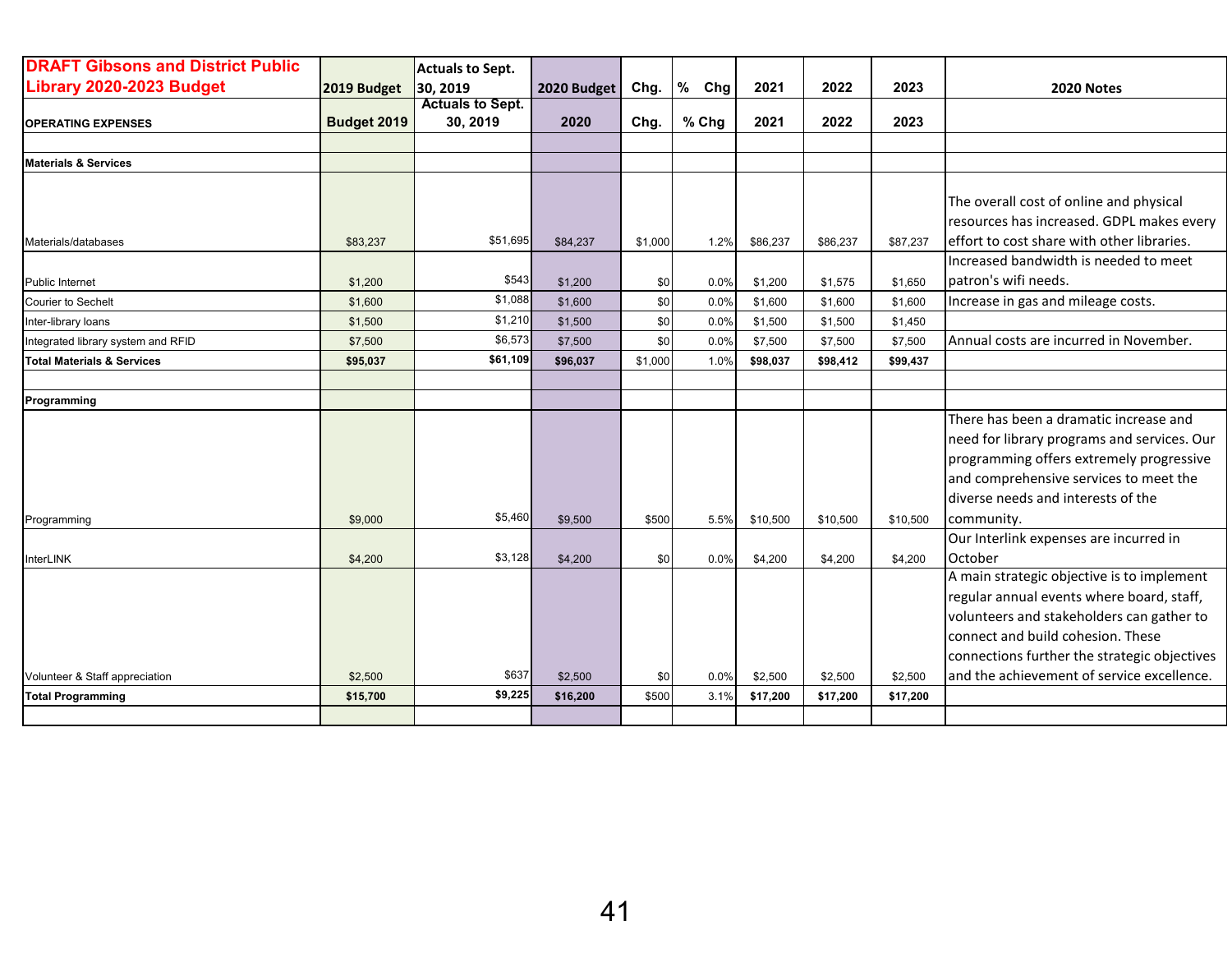| DRAFT Gibsons and District Public Library 2020-2023 Budget | 2019 Budget | Actuals to Sept. 30, 2019 | 2020 Budget | Chg. | % Chg | 2021 | 2022 | 2023 | 2020 Notes |
|---|---|---|---|---|---|---|---|---|---|
| **OPERATING EXPENSES** | **Budget 2019** | **Actuals to Sept. 30, 2019** | **2020** | **Chg.** | **% Chg** | **2021** | **2022** | **2023** | |
| | | | | | | | | | |
| **Materials & Services** | | | | | | | | | |
| Materials/databases | $83,237 | $51,695 | $84,237 | $1,000 | 1.2% | $86,237 | $86,237 | $87,237 | The overall cost of online and physical resources has increased. GDPL makes every effort to cost share with other libraries. |
| Public Internet | $1,200 | $543 | $1,200 | $0 | 0.0% | $1,200 | $1,575 | $1,650 | Increased bandwidth is needed to meet patron's wifi needs. |
| Courier to Sechelt | $1,600 | $1,088 | $1,600 | $0 | 0.0% | $1,600 | $1,600 | $1,600 | Increase in gas and mileage costs. |
| Inter-library loans | $1,500 | $1,210 | $1,500 | $0 | 0.0% | $1,500 | $1,500 | $1,450 | |
| Integrated library system and RFID | $7,500 | $6,573 | $7,500 | $0 | 0.0% | $7,500 | $7,500 | $7,500 | Annual costs are incurred in November. |
| **Total Materials & Services** | **$95,037** | **$61,109** | **$96,037** | $1,000 | 1.0% | **$98,037** | **$98,412** | **$99,437** | |
| | | | | | | | | | |
| **Programming** | | | | | | | | | |
| Programming | $9,000 | $5,460 | $9,500 | $500 | 5.5% | $10,500 | $10,500 | $10,500 | There has been a dramatic increase and need for library programs and services. Our programming offers extremely progressive and comprehensive services to meet the diverse needs and interests of the community. |
| InterLINK | $4,200 | $3,128 | $4,200 | $0 | 0.0% | $4,200 | $4,200 | $4,200 | Our Interlink expenses are incurred in October |
| Volunteer & Staff appreciation | $2,500 | $637 | $2,500 | $0 | 0.0% | $2,500 | $2,500 | $2,500 | A main strategic objective is to implement regular annual events where board, staff, volunteers and stakeholders can gather to connect and build cohesion. These connections further the strategic objectives and the achievement of service excellence. |
| **Total Programming** | **$15,700** | **$9,225** | **$16,200** | $500 | 3.1% | **$17,200** | **$17,200** | **$17,200** | |
| | | | | | | | | | |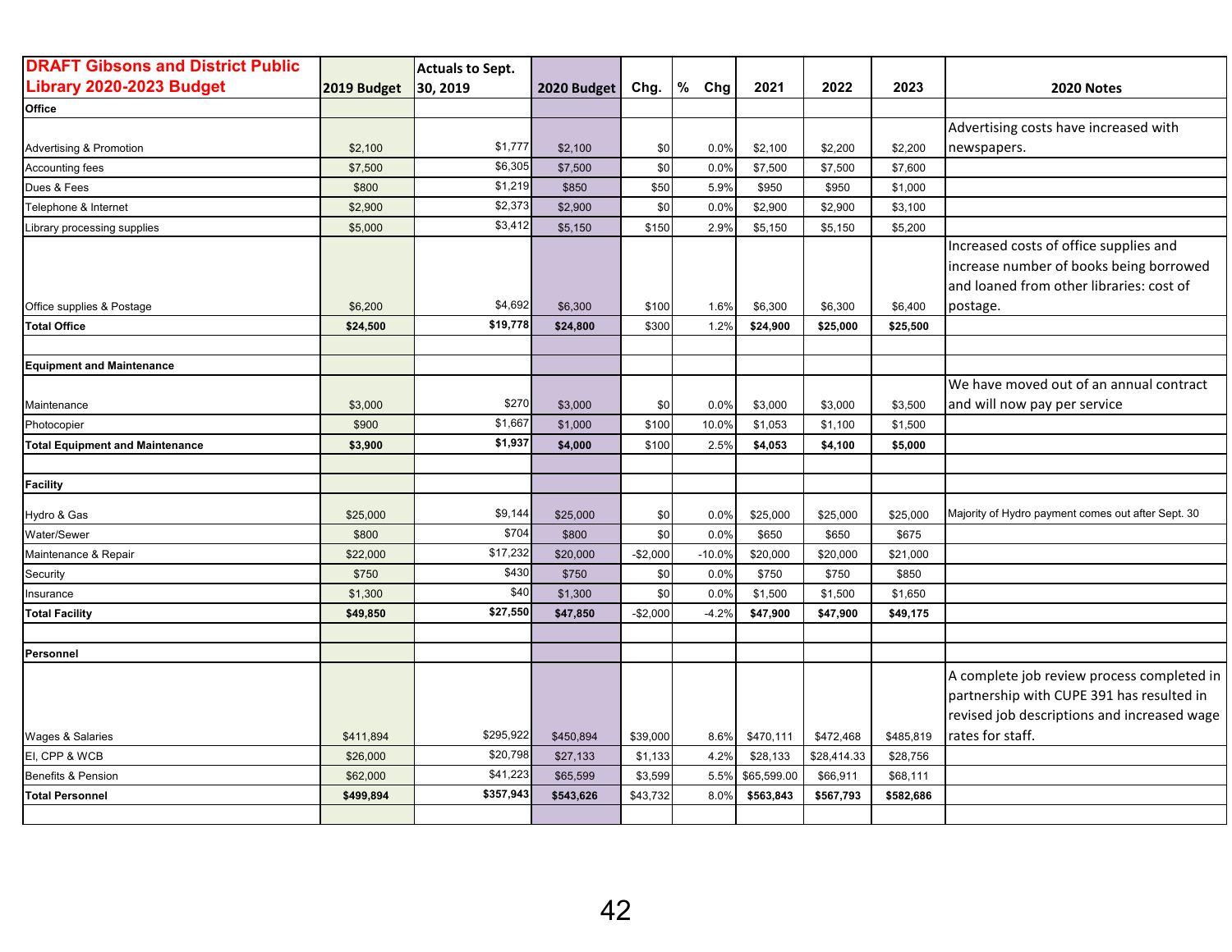| DRAFT Gibsons and District Public Library 2020-2023 Budget | 2019 Budget | Actuals to Sept. 30, 2019 | 2020 Budget | Chg. | % Chg | 2021 | 2022 | 2023 | 2020 Notes |
|---|---|---|---|---|---|---|---|---|---|
| **Office** | | | | | | | | | |
| Advertising & Promotion | $2,100 | $1,777 | $2,100 | $0 | 0.0% | $2,100 | $2,200 | $2,200 | Advertising costs have increased with newspapers. |
| Accounting fees | $7,500 | $6,305 | $7,500 | $0 | 0.0% | $7,500 | $7,500 | $7,600 | |
| Dues & Fees | $800 | $1,219 | $850 | $50 | 5.9% | $950 | $950 | $1,000 | |
| Telephone & Internet | $2,900 | $2,373 | $2,900 | $0 | 0.0% | $2,900 | $2,900 | $3,100 | |
| Library processing supplies | $5,000 | $3,412 | $5,150 | $150 | 2.9% | $5,150 | $5,150 | $5,200 | |
| Office supplies & Postage | $6,200 | $4,692 | $6,300 | $100 | 1.6% | $6,300 | $6,300 | $6,400 | Increased costs of office supplies and increase number of books being borrowed and loaned from other libraries: cost of postage. |
| **Total Office** | **$24,500** | **$19,778** | **$24,800** | $300 | 1.2% | **$24,900** | **$25,000** | **$25,500** | |
| | | | | | | | | | |
| **Equipment and Maintenance** | | | | | | | | | |
| Maintenance | $3,000 | $270 | $3,000 | $0 | 0.0% | $3,000 | $3,000 | $3,500 | We have moved out of an annual contract and will now pay per service |
| Photocopier | $900 | $1,667 | $1,000 | $100 | 10.0% | $1,053 | $1,100 | $1,500 | |
| **Total Equipment and Maintenance** | **$3,900** | **$1,937** | **$4,000** | $100 | 2.5% | **$4,053** | **$4,100** | **$5,000** | |
| | | | | | | | | | |
| **Facility** | | | | | | | | | |
| Hydro & Gas | $25,000 | $9,144 | $25,000 | $0 | 0.0% | $25,000 | $25,000 | $25,000 | Majority of Hydro payment comes out after Sept. 30 |
| Water/Sewer | $800 | $704 | $800 | $0 | 0.0% | $650 | $650 | $675 | |
| Maintenance & Repair | $22,000 | $17,232 | $20,000 | -$2,000 | -10.0% | $20,000 | $20,000 | $21,000 | |
| Security | $750 | $430 | $750 | $0 | 0.0% | $750 | $750 | $850 | |
| Insurance | $1,300 | $40 | $1,300 | $0 | 0.0% | $1,500 | $1,500 | $1,650 | |
| **Total Facility** | **$49,850** | **$27,550** | **$47,850** | -$2,000 | -4.2% | **$47,900** | **$47,900** | **$49,175** | |
| | | | | | | | | | |
| **Personnel** | | | | | | | | | |
| Wages & Salaries | $411,894 | $295,922 | $450,894 | $39,000 | 8.6% | $470,111 | $472,468 | $485,819 | A complete job review process completed in partnership with CUPE 391 has resulted in revised job descriptions and increased wage rates for staff. |
| EI, CPP & WCB | $26,000 | $20,798 | $27,133 | $1,133 | 4.2% | $28,133 | $28,414.33 | $28,756 | |
| Benefits & Pension | $62,000 | $41,223 | $65,599 | $3,599 | 5.5% | $65,599.00 | $66,911 | $68,111 | |
| **Total Personnel** | **$499,894** | **$357,943** | **$543,626** | $43,732 | 8.0% | **$563,843** | **$567,793** | **$582,686** | |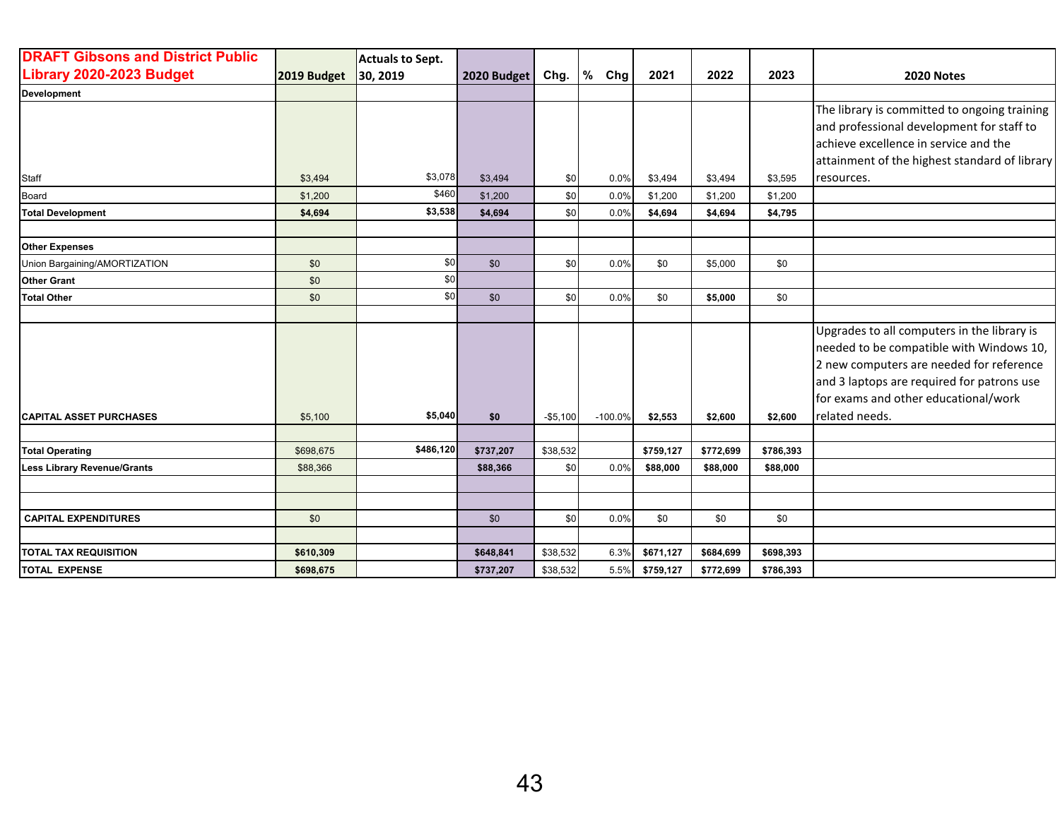| DRAFT Gibsons and District Public Library 2020-2023 Budget | 2019 Budget | Actuals to Sept. 30, 2019 | 2020 Budget | Chg. | % Chg | 2021 | 2022 | 2023 | 2020 Notes |
|---|---|---|---|---|---|---|---|---|---|
| **Development** | | | | | | | | | |
| Staff | $3,494 | $3,078 | $3,494 | $0 | 0.0% | $3,494 | $3,494 | $3,595 | The library is committed to ongoing training and professional development for staff to achieve excellence in service and the attainment of the highest standard of library resources. |
| Board | $1,200 | $460 | $1,200 | $0 | 0.0% | $1,200 | $1,200 | $1,200 | |
| **Total Development** | **$4,694** | **$3,538** | **$4,694** | $0 | 0.0% | **$4,694** | **$4,694** | **$4,795** | |
| | | | | | | | | | |
| **Other Expenses** | | | | | | | | | |
| Union Bargaining/AMORTIZATION | $0 | $0 | $0 | $0 | 0.0% | $0 | $5,000 | $0 | |
| **Other Grant** | $0 | $0 | | | | | | | |
| **Total Other** | $0 | $0 | $0 | $0 | 0.0% | $0 | **$5,000** | $0 | |
| | | | | | | | | | |
| **CAPITAL ASSET PURCHASES** | $5,100 | **$5,040** | **$0** | -$5,100 | -100.0% | **$2,553** | **$2,600** | **$2,600** | Upgrades to all computers in the library is needed to be compatible with Windows 10, 2 new computers are needed for reference and 3 laptops are required for patrons use for exams and other educational/work related needs. |
| | | | | | | | | | |
| **Total Operating** | $698,675 | **$486,120** | **$737,207** | $38,532 | | **$759,127** | **$772,699** | **$786,393** | |
| **Less Library Revenue/Grants** | $88,366 | | **$88,366** | $0 | 0.0% | **$88,000** | **$88,000** | **$88,000** | |
| | | | | | | | | | |
| | | | | | | | | | |
| **CAPITAL EXPENDITURES** | $0 | | $0 | $0 | 0.0% | $0 | $0 | $0 | |
| | | | | | | | | | |
| **TOTAL TAX REQUISITION** | **$610,309** | | **$648,841** | $38,532 | 6.3% | **$671,127** | **$684,699** | **$698,393** | |
| **TOTAL EXPENSE** | **$698,675** | | **$737,207** | $38,532 | 5.5% | **$759,127** | **$772,699** | **$786,393** | |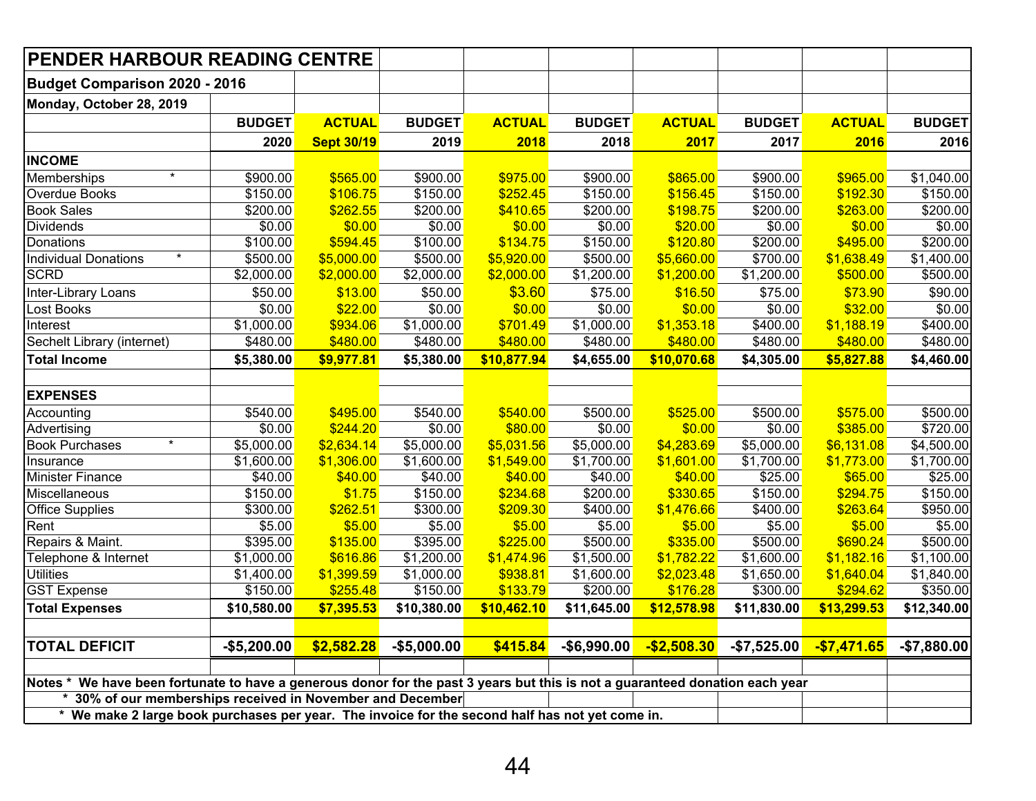# PENDER HARBOUR READING CENTRE

**Budget Comparison 2020 - 2016**

**Monday, October 28, 2019**

| | BUDGET 2020 | ACTUAL Sept 30/19 | BUDGET 2019 | ACTUAL 2018 | BUDGET 2018 | ACTUAL 2017 | BUDGET 2017 | ACTUAL 2016 | BUDGET 2016 |
|---|---|---|---|---|---|---|---|---|---|
| **INCOME** | | | | | | | | | |
| Memberships * | $900.00 | $565.00 | $900.00 | $975.00 | $900.00 | $865.00 | $900.00 | $965.00 | $1,040.00 |
| Overdue Books | $150.00 | $106.75 | $150.00 | $252.45 | $150.00 | $156.45 | $150.00 | $192.30 | $150.00 |
| Book Sales | $200.00 | $262.55 | $200.00 | $410.65 | $200.00 | $198.75 | $200.00 | $263.00 | $200.00 |
| Dividends | $0.00 | $0.00 | $0.00 | $0.00 | $0.00 | $20.00 | $0.00 | $0.00 | $0.00 |
| Donations | $100.00 | $594.45 | $100.00 | $134.75 | $150.00 | $120.80 | $200.00 | $495.00 | $200.00 |
| Individual Donations * | $500.00 | $5,000.00 | $500.00 | $5,920.00 | $500.00 | $5,660.00 | $700.00 | $1,638.49 | $1,400.00 |
| SCRD | $2,000.00 | $2,000.00 | $2,000.00 | $2,000.00 | $1,200.00 | $1,200.00 | $1,200.00 | $500.00 | $500.00 |
| Inter-Library Loans | $50.00 | $13.00 | $50.00 | $3.60 | $75.00 | $16.50 | $75.00 | $73.90 | $90.00 |
| Lost Books | $0.00 | $22.00 | $0.00 | $0.00 | $0.00 | $0.00 | $0.00 | $32.00 | $0.00 |
| Interest | $1,000.00 | $934.06 | $1,000.00 | $701.49 | $1,000.00 | $1,353.18 | $400.00 | $1,188.19 | $400.00 |
| Sechelt Library (internet) | $480.00 | $480.00 | $480.00 | $480.00 | $480.00 | $480.00 | $480.00 | $480.00 | $480.00 |
| **Total Income** | **$5,380.00** | **$9,977.81** | **$5,380.00** | **$10,877.94** | **$4,655.00** | **$10,070.68** | **$4,305.00** | **$5,827.88** | **$4,460.00** |
| | | | | | | | | | |
| **EXPENSES** | | | | | | | | | |
| Accounting | $540.00 | $495.00 | $540.00 | $540.00 | $500.00 | $525.00 | $500.00 | $575.00 | $500.00 |
| Advertising | $0.00 | $244.20 | $0.00 | $80.00 | $0.00 | $0.00 | $0.00 | $385.00 | $720.00 |
| Book Purchases * | $5,000.00 | $2,634.14 | $5,000.00 | $5,031.56 | $5,000.00 | $4,283.69 | $5,000.00 | $6,131.08 | $4,500.00 |
| Insurance | $1,600.00 | $1,306.00 | $1,600.00 | $1,549.00 | $1,700.00 | $1,601.00 | $1,700.00 | $1,773.00 | $1,700.00 |
| Minister Finance | $40.00 | $40.00 | $40.00 | $40.00 | $40.00 | $40.00 | $25.00 | $65.00 | $25.00 |
| Miscellaneous | $150.00 | $1.75 | $150.00 | $234.68 | $200.00 | $330.65 | $150.00 | $294.75 | $150.00 |
| Office Supplies | $300.00 | $262.51 | $300.00 | $209.30 | $400.00 | $1,476.66 | $400.00 | $263.64 | $950.00 |
| Rent | $5.00 | $5.00 | $5.00 | $5.00 | $5.00 | $5.00 | $5.00 | $5.00 | $5.00 |
| Repairs & Maint. | $395.00 | $135.00 | $395.00 | $225.00 | $500.00 | $335.00 | $500.00 | $690.24 | $500.00 |
| Telephone & Internet | $1,000.00 | $616.86 | $1,200.00 | $1,474.96 | $1,500.00 | $1,782.22 | $1,600.00 | $1,182.16 | $1,100.00 |
| Utilities | $1,400.00 | $1,399.59 | $1,000.00 | $938.81 | $1,600.00 | $2,023.48 | $1,650.00 | $1,640.04 | $1,840.00 |
| GST Expense | $150.00 | $255.48 | $150.00 | $133.79 | $200.00 | $176.28 | $300.00 | $294.62 | $350.00 |
| **Total Expenses** | **$10,580.00** | **$7,395.53** | **$10,380.00** | **$10,462.10** | **$11,645.00** | **$12,578.98** | **$11,830.00** | **$13,299.53** | **$12,340.00** |
| | | | | | | | | | |
| **TOTAL DEFICIT** | **-$5,200.00** | **$2,582.28** | **-$5,000.00** | **$415.84** | **-$6,990.00** | **-$2,508.30** | **-$7,525.00** | **-$7,471.65** | **-$7,880.00** |

**Notes * We have been fortunate to have a generous donor for the past 3 years but this is not a guaranteed donation each year**

**\* 30% of our memberships received in November and December**

**\* We make 2 large book purchases per year. The invoice for the second half has not yet come in.**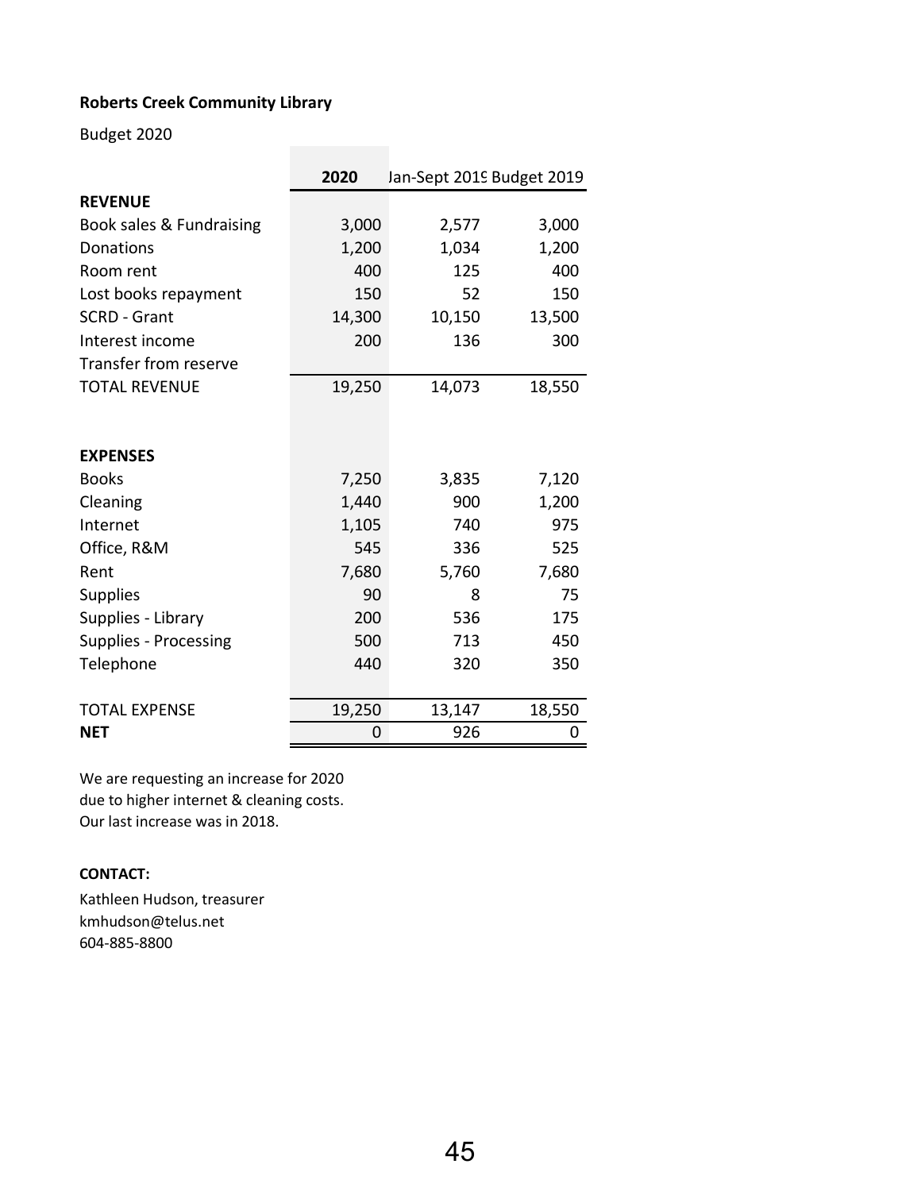**Roberts Creek Community Library**

Budget 2020

| | 2020 | Jan-Sept 2019 | Budget 2019 |
|---|---|---|---|
| **REVENUE** | | | |
| Book sales & Fundraising | 3,000 | 2,577 | 3,000 |
| Donations | 1,200 | 1,034 | 1,200 |
| Room rent | 400 | 125 | 400 |
| Lost books repayment | 150 | 52 | 150 |
| SCRD - Grant | 14,300 | 10,150 | 13,500 |
| Interest income | 200 | 136 | 300 |
| Transfer from reserve | | | |
| TOTAL REVENUE | 19,250 | 14,073 | 18,550 |
| | | | |
| **EXPENSES** | | | |
| Books | 7,250 | 3,835 | 7,120 |
| Cleaning | 1,440 | 900 | 1,200 |
| Internet | 1,105 | 740 | 975 |
| Office, R&M | 545 | 336 | 525 |
| Rent | 7,680 | 5,760 | 7,680 |
| Supplies | 90 | 8 | 75 |
| Supplies - Library | 200 | 536 | 175 |
| Supplies - Processing | 500 | 713 | 450 |
| Telephone | 440 | 320 | 350 |
| | | | |
| TOTAL EXPENSE | 19,250 | 13,147 | 18,550 |
| **NET** | 0 | 926 | 0 |

We are requesting an increase for 2020 due to higher internet & cleaning costs. Our last increase was in 2018.

**CONTACT:**

Kathleen Hudson, treasurer
kmhudson@telus.net
604-885-8800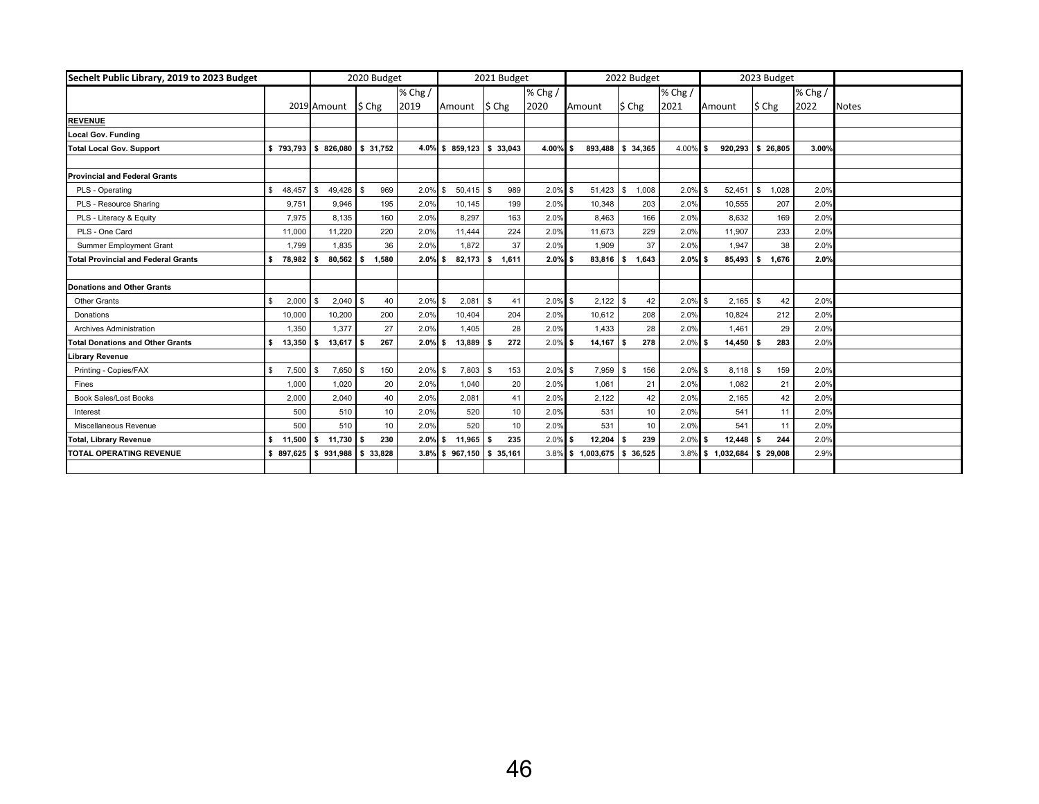| Sechelt Public Library, 2019 to 2023 Budget | | 2020 Budget | | | 2021 Budget | | | 2022 Budget | | | 2023 Budget | | | |
|---|---|---|---|---|---|---|---|---|---|---|---|---|---|---|
| | 2019 | Amount | $ Chg | % Chg / 2019 | Amount | $ Chg | % Chg / 2020 | Amount | $ Chg | % Chg / 2021 | Amount | $ Chg | % Chg / 2022 | Notes |
| **REVENUE** | | | | | | | | | | | | | | |
| **Local Gov. Funding** | | | | | | | | | | | | | | |
| **Total Local Gov. Support** | **$ 793,793** | **$ 826,080** | **$ 31,752** | **4.0%** | **$ 859,123** | **$ 33,043** | **4.00%** | **$ 893,488** | **$ 34,365** | 4.00% | **$ 920,293** | **$ 26,805** | **3.00%** | |
| | | | | | | | | | | | | | | |
| **Provincial and Federal Grants** | | | | | | | | | | | | | | |
| PLS - Operating | $ 48,457 | $ 49,426 | $ 969 | 2.0% | $ 50,415 | $ 989 | 2.0% | $ 51,423 | $ 1,008 | 2.0% | $ 52,451 | $ 1,028 | 2.0% | |
| PLS - Resource Sharing | 9,751 | 9,946 | 195 | 2.0% | 10,145 | 199 | 2.0% | 10,348 | 203 | 2.0% | 10,555 | 207 | 2.0% | |
| PLS - Literacy & Equity | 7,975 | 8,135 | 160 | 2.0% | 8,297 | 163 | 2.0% | 8,463 | 166 | 2.0% | 8,632 | 169 | 2.0% | |
| PLS - One Card | 11,000 | 11,220 | 220 | 2.0% | 11,444 | 224 | 2.0% | 11,673 | 229 | 2.0% | 11,907 | 233 | 2.0% | |
| Summer Employment Grant | 1,799 | 1,835 | 36 | 2.0% | 1,872 | 37 | 2.0% | 1,909 | 37 | 2.0% | 1,947 | 38 | 2.0% | |
| **Total Provincial and Federal Grants** | **$ 78,982** | **$ 80,562** | **$ 1,580** | **2.0%** | **$ 82,173** | **$ 1,611** | **2.0%** | **$ 83,816** | **$ 1,643** | **2.0%** | **$ 85,493** | **$ 1,676** | **2.0%** | |
| | | | | | | | | | | | | | | |
| **Donations and Other Grants** | | | | | | | | | | | | | | |
| Other Grants | $ 2,000 | $ 2,040 | $ 40 | 2.0% | $ 2,081 | $ 41 | 2.0% | $ 2,122 | $ 42 | 2.0% | $ 2,165 | $ 42 | 2.0% | |
| Donations | 10,000 | 10,200 | 200 | 2.0% | 10,404 | 204 | 2.0% | 10,612 | 208 | 2.0% | 10,824 | 212 | 2.0% | |
| Archives Administration | 1,350 | 1,377 | 27 | 2.0% | 1,405 | 28 | 2.0% | 1,433 | 28 | 2.0% | 1,461 | 29 | 2.0% | |
| **Total Donations and Other Grants** | **$ 13,350** | **$ 13,617** | **$ 267** | **2.0%** | **$ 13,889** | **$ 272** | 2.0% | **$ 14,167** | **$ 278** | 2.0% | **$ 14,450** | **$ 283** | 2.0% | |
| **Library Revenue** | | | | | | | | | | | | | | |
| Printing - Copies/FAX | $ 7,500 | $ 7,650 | $ 150 | 2.0% | $ 7,803 | $ 153 | 2.0% | $ 7,959 | $ 156 | 2.0% | $ 8,118 | $ 159 | 2.0% | |
| Fines | 1,000 | 1,020 | 20 | 2.0% | 1,040 | 20 | 2.0% | 1,061 | 21 | 2.0% | 1,082 | 21 | 2.0% | |
| Book Sales/Lost Books | 2,000 | 2,040 | 40 | 2.0% | 2,081 | 41 | 2.0% | 2,122 | 42 | 2.0% | 2,165 | 42 | 2.0% | |
| Interest | 500 | 510 | 10 | 2.0% | 520 | 10 | 2.0% | 531 | 10 | 2.0% | 541 | 11 | 2.0% | |
| Miscellaneous Revenue | 500 | 510 | 10 | 2.0% | 520 | 10 | 2.0% | 531 | 10 | 2.0% | 541 | 11 | 2.0% | |
| **Total, Library Revenue** | **$ 11,500** | **$ 11,730** | **$ 230** | **2.0%** | **$ 11,965** | **$ 235** | 2.0% | **$ 12,204** | **$ 239** | 2.0% | **$ 12,448** | **$ 244** | 2.0% | |
| **TOTAL OPERATING REVENUE** | **$ 897,625** | **$ 931,988** | **$ 33,828** | **3.8%** | **$ 967,150** | **$ 35,161** | 3.8% | **$ 1,003,675** | **$ 36,525** | 3.8% | **$ 1,032,684** | **$ 29,008** | 2.9% | |
| | | | | | | | | | | | | | | |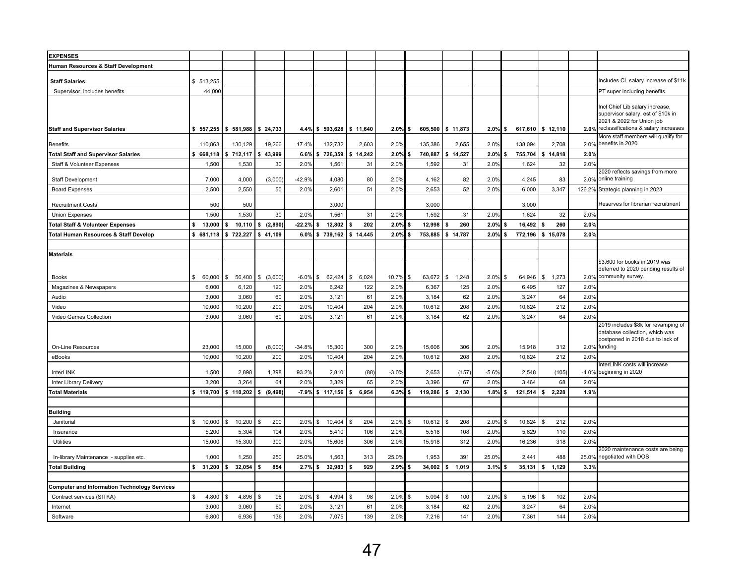| EXPENSES | | | | | | | | | | | | | | |
|---|---|---|---|---|---|---|---|---|---|---|---|---|---|---|
| **Human Resources & Staff Development** | | | | | | | | | | | | | | |
| **Staff Salaries** | $ 513,255 | | | | | | | | | | | | | Includes CL salary increase of $11k |
| Supervisor, includes benefits | 44,000 | | | | | | | | | | | | | PT super including benefits |
| **Staff and Supervisor Salaries** | $ 557,255 | $ 581,988 | $ 24,733 | 4.4% | $ 593,628 | $ 11,640 | 2.0% | $ 605,500 | $ 11,873 | 2.0% | $ 617,610 | $ 12,110 | 2.0% | Incl Chief Lib salary increase, supervisor salary, est of $10k in 2021 & 2022 for Union job reclassifications & salary increases |
| Benefits | 110,863 | 130,129 | 19,266 | 17.4% | 132,732 | 2,603 | 2.0% | 135,386 | 2,655 | 2.0% | 138,094 | 2,708 | 2.0% | More staff members will qualify for benefits in 2020. |
| **Total Staff and Supervisor Salaries** | $ 668,118 | $ 712,117 | $ 43,999 | 6.6% | $ 726,359 | $ 14,242 | 2.0% | $ 740,887 | $ 14,527 | 2.0% | $ 755,704 | $ 14,818 | 2.0% | |
| Staff & Volunteer Expenses | 1,500 | 1,530 | 30 | 2.0% | 1,561 | 31 | 2.0% | 1,592 | 31 | 2.0% | 1,624 | 32 | 2.0% | |
| Staff Development | 7,000 | 4,000 | (3,000) | -42.9% | 4,080 | 80 | 2.0% | 4,162 | 82 | 2.0% | 4,245 | 83 | 2.0% | 2020 reflects savings from more online training |
| Board Expenses | 2,500 | 2,550 | 50 | 2.0% | 2,601 | 51 | 2.0% | 2,653 | 52 | 2.0% | 6,000 | 3,347 | 126.2% | Strategic planning in 2023 |
| Recruitment Costs | 500 | 500 | | | 3,000 | | | 3,000 | | | 3,000 | | | Reserves for librarian recruitment |
| Union Expenses | 1,500 | 1,530 | 30 | 2.0% | 1,561 | 31 | 2.0% | 1,592 | 31 | 2.0% | 1,624 | 32 | 2.0% | |
| **Total Staff & Volunteer Expenses** | $ 13,000 | $ 10,110 | $ (2,890) | -22.2% | $ 12,802 | $ 202 | 2.0% | $ 12,998 | $ 260 | 2.0% | $ 16,492 | $ 260 | 2.0% | |
| **Total Human Resources & Staff Develop** | $ 681,118 | $ 722,227 | $ 41,109 | 6.0% | $ 739,162 | $ 14,445 | 2.0% | $ 753,885 | $ 14,787 | 2.0% | $ 772,196 | $ 15,078 | 2.0% | |
| | | | | | | | | | | | | | | |
| **Materials** | | | | | | | | | | | | | | |
| Books | $ 60,000 | $ 56,400 | $ (3,600) | -6.0% | $ 62,424 | $ 6,024 | 10.7% | $ 63,672 | $ 1,248 | 2.0% | $ 64,946 | $ 1,273 | 2.0% | $3,600 for books in 2019 was deferred to 2020 pending results of community survey. |
| Magazines & Newspapers | 6,000 | 6,120 | 120 | 2.0% | 6,242 | 122 | 2.0% | 6,367 | 125 | 2.0% | 6,495 | 127 | 2.0% | |
| Audio | 3,000 | 3,060 | 60 | 2.0% | 3,121 | 61 | 2.0% | 3,184 | 62 | 2.0% | 3,247 | 64 | 2.0% | |
| Video | 10,000 | 10,200 | 200 | 2.0% | 10,404 | 204 | 2.0% | 10,612 | 208 | 2.0% | 10,824 | 212 | 2.0% | |
| Video Games Collection | 3,000 | 3,060 | 60 | 2.0% | 3,121 | 61 | 2.0% | 3,184 | 62 | 2.0% | 3,247 | 64 | 2.0% | |
| On-Line Resources | 23,000 | 15,000 | (8,000) | -34.8% | 15,300 | 300 | 2.0% | 15,606 | 306 | 2.0% | 15,918 | 312 | 2.0% | 2019 includes $8k for revamping of database collection, which was postponed in 2018 due to lack of funding |
| eBooks | 10,000 | 10,200 | 200 | 2.0% | 10,404 | 204 | 2.0% | 10,612 | 208 | 2.0% | 10,824 | 212 | 2.0% | |
| InterLINK | 1,500 | 2,898 | 1,398 | 93.2% | 2,810 | (88) | -3.0% | 2,653 | (157) | -5.6% | 2,548 | (105) | -4.0% | InterLINK costs will increase beginning in 2020 |
| Inter Library Delivery | 3,200 | 3,264 | 64 | 2.0% | 3,329 | 65 | 2.0% | 3,396 | 67 | 2.0% | 3,464 | 68 | 2.0% | |
| **Total Materials** | $ 119,700 | $ 110,202 | $ (9,498) | -7.9% | $ 117,156 | $ 6,954 | 6.3% | $ 119,286 | $ 2,130 | 1.8% | $ 121,514 | $ 2,228 | 1.9% | |
| | | | | | | | | | | | | | | |
| **Building** | | | | | | | | | | | | | | |
| Janitorial | $ 10,000 | $ 10,200 | $ 200 | 2.0% | $ 10,404 | $ 204 | 2.0% | $ 10,612 | $ 208 | 2.0% | $ 10,824 | $ 212 | 2.0% | |
| Insurance | 5,200 | 5,304 | 104 | 2.0% | 5,410 | 106 | 2.0% | 5,518 | 108 | 2.0% | 5,629 | 110 | 2.0% | |
| Utilities | 15,000 | 15,300 | 300 | 2.0% | 15,606 | 306 | 2.0% | 15,918 | 312 | 2.0% | 16,236 | 318 | 2.0% | |
| In-library Maintenance - supplies etc. | 1,000 | 1,250 | 250 | 25.0% | 1,563 | 313 | 25.0% | 1,953 | 391 | 25.0% | 2,441 | 488 | 25.0% | 2020 maintenance costs are being negotiated with DOS |
| **Total Building** | $ 31,200 | $ 32,054 | $ 854 | 2.7% | $ 32,983 | $ 929 | 2.9% | $ 34,002 | $ 1,019 | 3.1% | $ 35,131 | $ 1,129 | 3.3% | |
| | | | | | | | | | | | | | | |
| **Computer and Information Technology Services** | | | | | | | | | | | | | | |
| Contract services (SITKA) | $ 4,800 | $ 4,896 | $ 96 | 2.0% | $ 4,994 | $ 98 | 2.0% | $ 5,094 | $ 100 | 2.0% | $ 5,196 | $ 102 | 2.0% | |
| Internet | 3,000 | 3,060 | 60 | 2.0% | 3,121 | 61 | 2.0% | 3,184 | 62 | 2.0% | 3,247 | 64 | 2.0% | |
| Software | 6,800 | 6,936 | 136 | 2.0% | 7,075 | 139 | 2.0% | 7,216 | 141 | 2.0% | 7,361 | 144 | 2.0% | |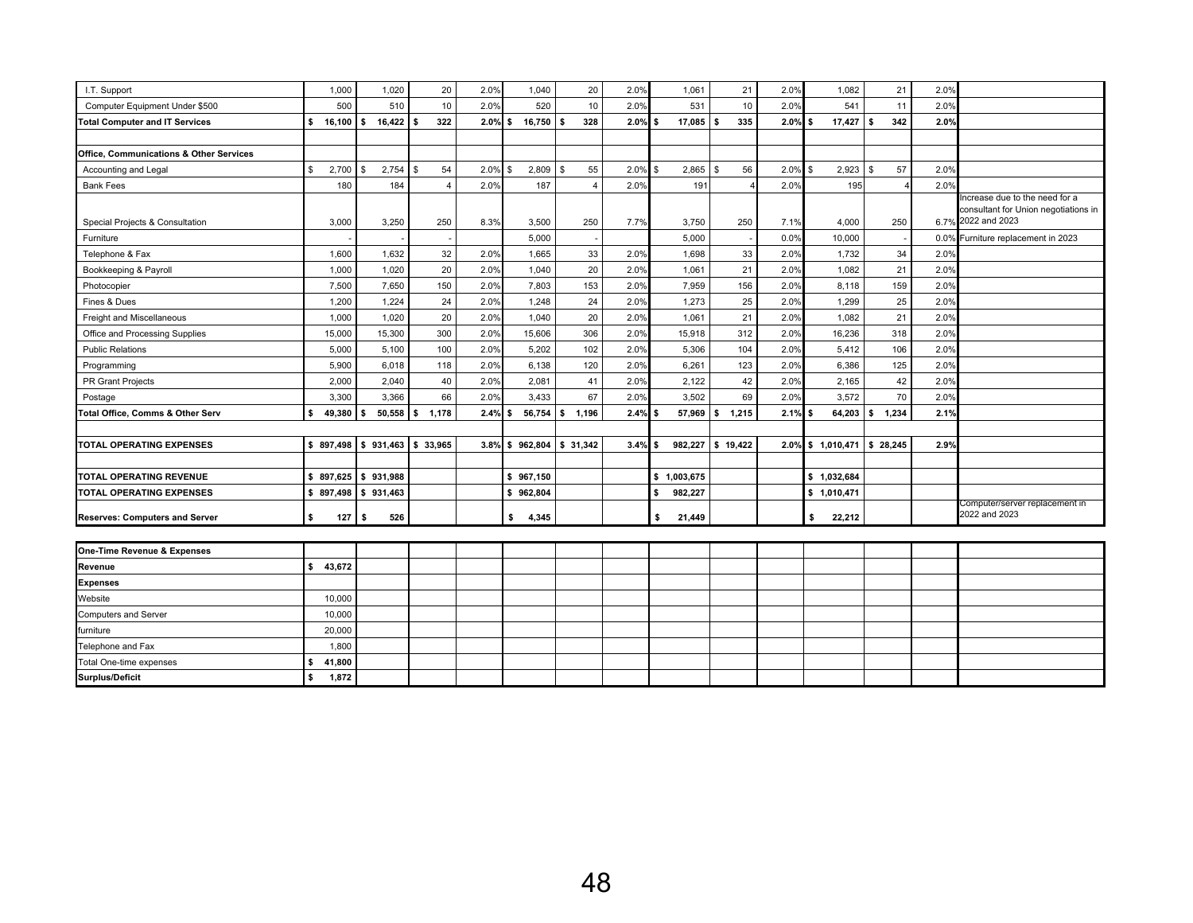| | | | | | | | | | | | | | | |
|---|---|---|---|---|---|---|---|---|---|---|---|---|---|---|
| I.T. Support | 1,000 | 1,020 | 20 | 2.0% | 1,040 | 20 | 2.0% | 1,061 | 21 | 2.0% | 1,082 | 21 | 2.0% | |
| Computer Equipment Under $500 | 500 | 510 | 10 | 2.0% | 520 | 10 | 2.0% | 531 | 10 | 2.0% | 541 | 11 | 2.0% | |
| **Total Computer and IT Services** | **$ 16,100** | **$ 16,422** | **$ 322** | **2.0%** | **$ 16,750** | **$ 328** | **2.0%** | **$ 17,085** | **$ 335** | **2.0%** | **$ 17,427** | **$ 342** | **2.0%** | |
| | | | | | | | | | | | | | | |
| **Office, Communications & Other Services** | | | | | | | | | | | | | | |
| Accounting and Legal | $ 2,700 | $ 2,754 | $ 54 | 2.0% | $ 2,809 | $ 55 | 2.0% | $ 2,865 | $ 56 | 2.0% | $ 2,923 | $ 57 | 2.0% | |
| Bank Fees | 180 | 184 | 4 | 2.0% | 187 | 4 | 2.0% | 191 | 4 | 2.0% | 195 | 4 | 2.0% | |
| Special Projects & Consultation | 3,000 | 3,250 | 250 | 8.3% | 3,500 | 250 | 7.7% | 3,750 | 250 | 7.1% | 4,000 | 250 | 6.7% | Increase due to the need for a consultant for Union negotiations in 2022 and 2023 |
| Furniture | - | - | - | | 5,000 | - | | 5,000 | - | 0.0% | 10,000 | - | 0.0% | Furniture replacement in 2023 |
| Telephone & Fax | 1,600 | 1,632 | 32 | 2.0% | 1,665 | 33 | 2.0% | 1,698 | 33 | 2.0% | 1,732 | 34 | 2.0% | |
| Bookkeeping & Payroll | 1,000 | 1,020 | 20 | 2.0% | 1,040 | 20 | 2.0% | 1,061 | 21 | 2.0% | 1,082 | 21 | 2.0% | |
| Photocopier | 7,500 | 7,650 | 150 | 2.0% | 7,803 | 153 | 2.0% | 7,959 | 156 | 2.0% | 8,118 | 159 | 2.0% | |
| Fines & Dues | 1,200 | 1,224 | 24 | 2.0% | 1,248 | 24 | 2.0% | 1,273 | 25 | 2.0% | 1,299 | 25 | 2.0% | |
| Freight and Miscellaneous | 1,000 | 1,020 | 20 | 2.0% | 1,040 | 20 | 2.0% | 1,061 | 21 | 2.0% | 1,082 | 21 | 2.0% | |
| Office and Processing Supplies | 15,000 | 15,300 | 300 | 2.0% | 15,606 | 306 | 2.0% | 15,918 | 312 | 2.0% | 16,236 | 318 | 2.0% | |
| Public Relations | 5,000 | 5,100 | 100 | 2.0% | 5,202 | 102 | 2.0% | 5,306 | 104 | 2.0% | 5,412 | 106 | 2.0% | |
| Programming | 5,900 | 6,018 | 118 | 2.0% | 6,138 | 120 | 2.0% | 6,261 | 123 | 2.0% | 6,386 | 125 | 2.0% | |
| PR Grant Projects | 2,000 | 2,040 | 40 | 2.0% | 2,081 | 41 | 2.0% | 2,122 | 42 | 2.0% | 2,165 | 42 | 2.0% | |
| Postage | 3,300 | 3,366 | 66 | 2.0% | 3,433 | 67 | 2.0% | 3,502 | 69 | 2.0% | 3,572 | 70 | 2.0% | |
| **Total Office, Comms & Other Serv** | **$ 49,380** | **$ 50,558** | **$ 1,178** | **2.4%** | **$ 56,754** | **$ 1,196** | **2.4%** | **$ 57,969** | **$ 1,215** | **2.1%** | **$ 64,203** | **$ 1,234** | **2.1%** | |
| | | | | | | | | | | | | | | |
| **TOTAL OPERATING EXPENSES** | **$ 897,498** | **$ 931,463** | **$ 33,965** | **3.8%** | **$ 962,804** | **$ 31,342** | **3.4%** | **$ 982,227** | **$ 19,422** | **2.0%** | **$ 1,010,471** | **$ 28,245** | **2.9%** | |
| | | | | | | | | | | | | | | |
| **TOTAL OPERATING REVENUE** | **$ 897,625** | **$ 931,988** | | | **$ 967,150** | | | **$ 1,003,675** | | | **$ 1,032,684** | | | |
| **TOTAL OPERATING EXPENSES** | **$ 897,498** | **$ 931,463** | | | **$ 962,804** | | | **$ 982,227** | | | **$ 1,010,471** | | | |
| **Reserves: Computers and Server** | **$ 127** | **$ 526** | | | **$ 4,345** | | | **$ 21,449** | | | **$ 22,212** | | | Computer/server replacement in 2022 and 2023 |

| | |
|---|---|
| **One-Time Revenue & Expenses** | |
| **Revenue** | **$ 43,672** |
| **Expenses** | |
| Website | 10,000 |
| Computers and Server | 10,000 |
| furniture | 20,000 |
| Telephone and Fax | 1,800 |
| Total One-time expenses | **$ 41,800** |
| **Surplus/Deficit** | **$ 1,872** |